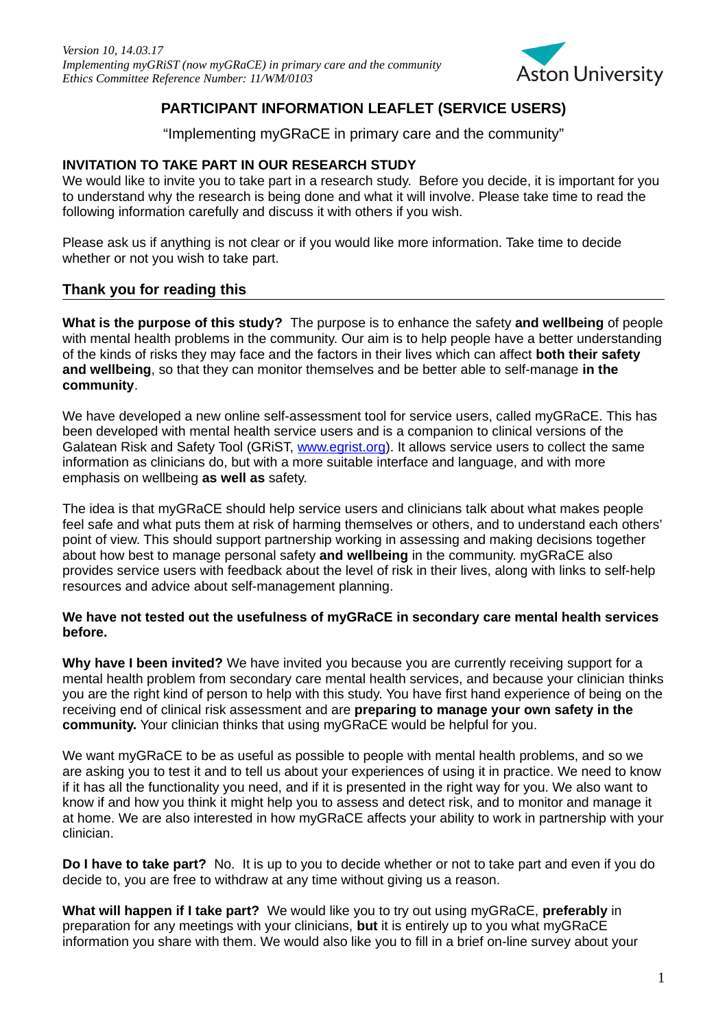*Version 10, 14.03.17*
*Implementing myGRiST (now myGRaCE) in primary care and the community*
*Ethics Committee Reference Number: 11/WM/0103*

Aston University

# PARTICIPANT INFORMATION LEAFLET (SERVICE USERS)

"Implementing myGRaCE in primary care and the community"

**INVITATION TO TAKE PART IN OUR RESEARCH STUDY**
We would like to invite you to take part in a research study. Before you decide, it is important for you to understand why the research is being done and what it will involve. Please take time to read the following information carefully and discuss it with others if you wish.

Please ask us if anything is not clear or if you would like more information. Take time to decide whether or not you wish to take part.

## Thank you for reading this

**What is the purpose of this study?** The purpose is to enhance the safety **and wellbeing** of people with mental health problems in the community. Our aim is to help people have a better understanding of the kinds of risks they may face and the factors in their lives which can affect **both their safety and wellbeing**, so that they can monitor themselves and be better able to self-manage **in the community**.

We have developed a new online self-assessment tool for service users, called myGRaCE. This has been developed with mental health service users and is a companion to clinical versions of the Galatean Risk and Safety Tool (GRiST, [www.egrist.org](www.egrist.org)). It allows service users to collect the same information as clinicians do, but with a more suitable interface and language, and with more emphasis on wellbeing **as well as** safety.

The idea is that myGRaCE should help service users and clinicians talk about what makes people feel safe and what puts them at risk of harming themselves or others, and to understand each others' point of view. This should support partnership working in assessing and making decisions together about how best to manage personal safety **and wellbeing** in the community. myGRaCE also provides service users with feedback about the level of risk in their lives, along with links to self-help resources and advice about self-management planning.

**We have not tested out the usefulness of myGRaCE in secondary care mental health services before.**

**Why have I been invited?** We have invited you because you are currently receiving support for a mental health problem from secondary care mental health services, and because your clinician thinks you are the right kind of person to help with this study. You have first hand experience of being on the receiving end of clinical risk assessment and are **preparing to manage your own safety in the community.** Your clinician thinks that using myGRaCE would be helpful for you.

We want myGRaCE to be as useful as possible to people with mental health problems, and so we are asking you to test it and to tell us about your experiences of using it in practice. We need to know if it has all the functionality you need, and if it is presented in the right way for you. We also want to know if and how you think it might help you to assess and detect risk, and to monitor and manage it at home. We are also interested in how myGRaCE affects your ability to work in partnership with your clinician.

**Do I have to take part?** No. It is up to you to decide whether or not to take part and even if you do decide to, you are free to withdraw at any time without giving us a reason.

**What will happen if I take part?** We would like you to try out using myGRaCE, **preferably** in preparation for any meetings with your clinicians, **but** it is entirely up to you what myGRaCE information you share with them. We would also like you to fill in a brief on-line survey about your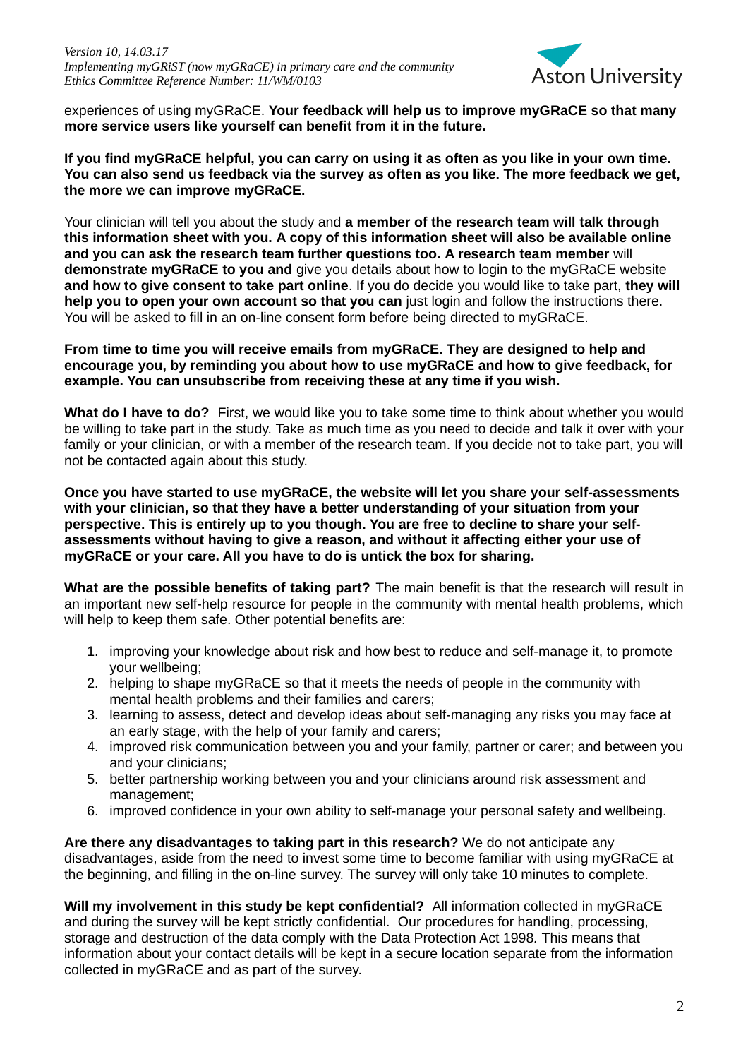experiences of using myGRaCE. **Your feedback will help us to improve myGRaCE so that many more service users like yourself can benefit from it in the future.**

**If you find myGRaCE helpful, you can carry on using it as often as you like in your own time. You can also send us feedback via the survey as often as you like. The more feedback we get, the more we can improve myGRaCE.**

Your clinician will tell you about the study and **a member of the research team will talk through this information sheet with you. A copy of this information sheet will also be available online and you can ask the research team further questions too. A research team member** will **demonstrate myGRaCE to you and** give you details about how to login to the myGRaCE website **and how to give consent to take part online**. If you do decide you would like to take part, **they will help you to open your own account so that you can** just login and follow the instructions there. You will be asked to fill in an on-line consent form before being directed to myGRaCE.

**From time to time you will receive emails from myGRaCE. They are designed to help and encourage you, by reminding you about how to use myGRaCE and how to give feedback, for example. You can unsubscribe from receiving these at any time if you wish.**

**What do I have to do?** First, we would like you to take some time to think about whether you would be willing to take part in the study. Take as much time as you need to decide and talk it over with your family or your clinician, or with a member of the research team. If you decide not to take part, you will not be contacted again about this study.

**Once you have started to use myGRaCE, the website will let you share your self-assessments with your clinician, so that they have a better understanding of your situation from your perspective. This is entirely up to you though. You are free to decline to share your self-assessments without having to give a reason, and without it affecting either your use of myGRaCE or your care. All you have to do is untick the box for sharing.**

**What are the possible benefits of taking part?** The main benefit is that the research will result in an important new self-help resource for people in the community with mental health problems, which will help to keep them safe. Other potential benefits are:

1. improving your knowledge about risk and how best to reduce and self-manage it, to promote your wellbeing;
2. helping to shape myGRaCE so that it meets the needs of people in the community with mental health problems and their families and carers;
3. learning to assess, detect and develop ideas about self-managing any risks you may face at an early stage, with the help of your family and carers;
4. improved risk communication between you and your family, partner or carer; and between you and your clinicians;
5. better partnership working between you and your clinicians around risk assessment and management;
6. improved confidence in your own ability to self-manage your personal safety and wellbeing.

**Are there any disadvantages to taking part in this research?** We do not anticipate any disadvantages, aside from the need to invest some time to become familiar with using myGRaCE at the beginning, and filling in the on-line survey. The survey will only take 10 minutes to complete.

**Will my involvement in this study be kept confidential?** All information collected in myGRaCE and during the survey will be kept strictly confidential. Our procedures for handling, processing, storage and destruction of the data comply with the Data Protection Act 1998*.* This means that information about your contact details will be kept in a secure location separate from the information collected in myGRaCE and as part of the survey.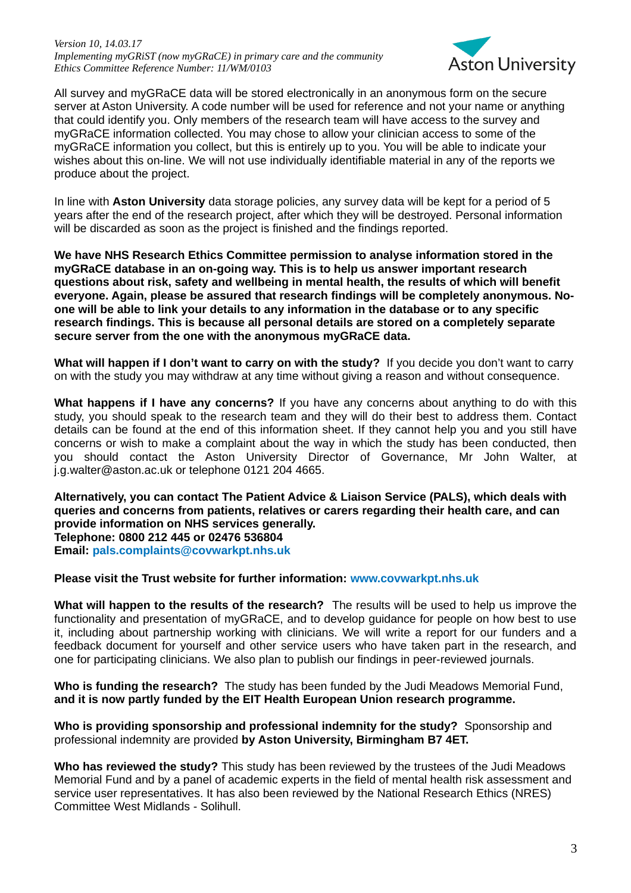All survey and myGRaCE data will be stored electronically in an anonymous form on the secure server at Aston University. A code number will be used for reference and not your name or anything that could identify you. Only members of the research team will have access to the survey and myGRaCE information collected. You may chose to allow your clinician access to some of the myGRaCE information you collect, but this is entirely up to you. You will be able to indicate your wishes about this on-line. We will not use individually identifiable material in any of the reports we produce about the project.

In line with **Aston University** data storage policies, any survey data will be kept for a period of 5 years after the end of the research project, after which they will be destroyed. Personal information will be discarded as soon as the project is finished and the findings reported.

**We have NHS Research Ethics Committee permission to analyse information stored in the myGRaCE database in an on-going way. This is to help us answer important research questions about risk, safety and wellbeing in mental health, the results of which will benefit everyone. Again, please be assured that research findings will be completely anonymous. No-one will be able to link your details to any information in the database or to any specific research findings. This is because all personal details are stored on a completely separate secure server from the one with the anonymous myGRaCE data.**

**What will happen if I don't want to carry on with the study?** If you decide you don't want to carry on with the study you may withdraw at any time without giving a reason and without consequence.

**What happens if I have any concerns?** If you have any concerns about anything to do with this study, you should speak to the research team and they will do their best to address them. Contact details can be found at the end of this information sheet. If they cannot help you and you still have concerns or wish to make a complaint about the way in which the study has been conducted, then you should contact the Aston University Director of Governance, Mr John Walter, at j.g.walter@aston.ac.uk or telephone 0121 204 4665.

**Alternatively, you can contact The Patient Advice & Liaison Service (PALS), which deals with queries and concerns from patients, relatives or carers regarding their health care, and can provide information on NHS services generally.**
**Telephone: 0800 212 445 or 02476 536804**
**Email: pals.complaints@covwarkpt.nhs.uk**

**Please visit the Trust website for further information: www.covwarkpt.nhs.uk**

**What will happen to the results of the research?** The results will be used to help us improve the functionality and presentation of myGRaCE, and to develop guidance for people on how best to use it, including about partnership working with clinicians. We will write a report for our funders and a feedback document for yourself and other service users who have taken part in the research, and one for participating clinicians. We also plan to publish our findings in peer-reviewed journals.

**Who is funding the research?** The study has been funded by the Judi Meadows Memorial Fund, **and it is now partly funded by the EIT Health European Union research programme.**

**Who is providing sponsorship and professional indemnity for the study?** Sponsorship and professional indemnity are provided **by Aston University, Birmingham B7 4ET.**

**Who has reviewed the study?** This study has been reviewed by the trustees of the Judi Meadows Memorial Fund and by a panel of academic experts in the field of mental health risk assessment and service user representatives. It has also been reviewed by the National Research Ethics (NRES) Committee West Midlands - Solihull.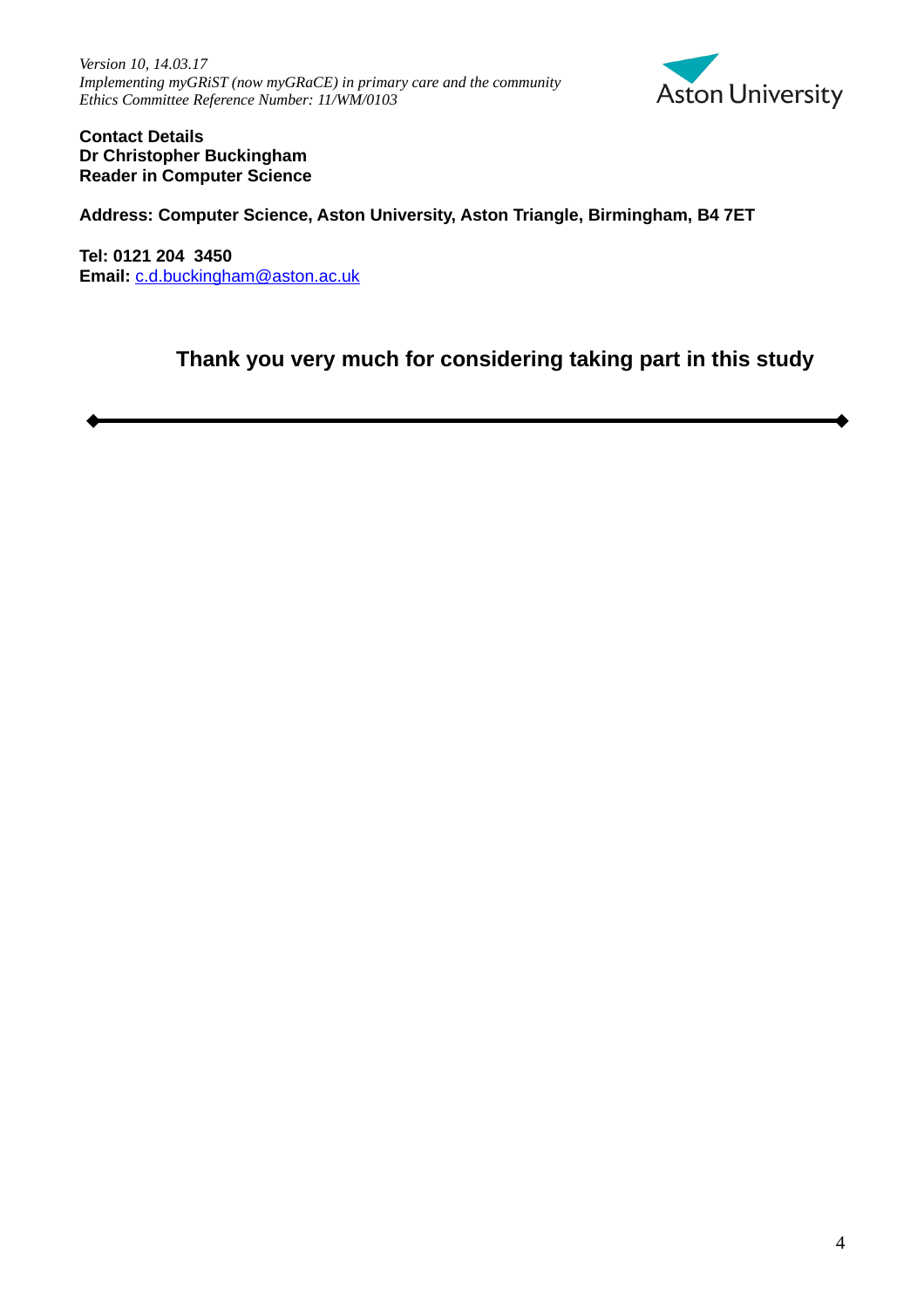**Contact Details**
**Dr Christopher Buckingham**
**Reader in Computer Science**

**Address: Computer Science, Aston University, Aston Triangle, Birmingham, B4 7ET**

**Tel: 0121 204 3450**
**Email:** c.d.buckingham@aston.ac.uk

**Thank you very much for considering taking part in this study**